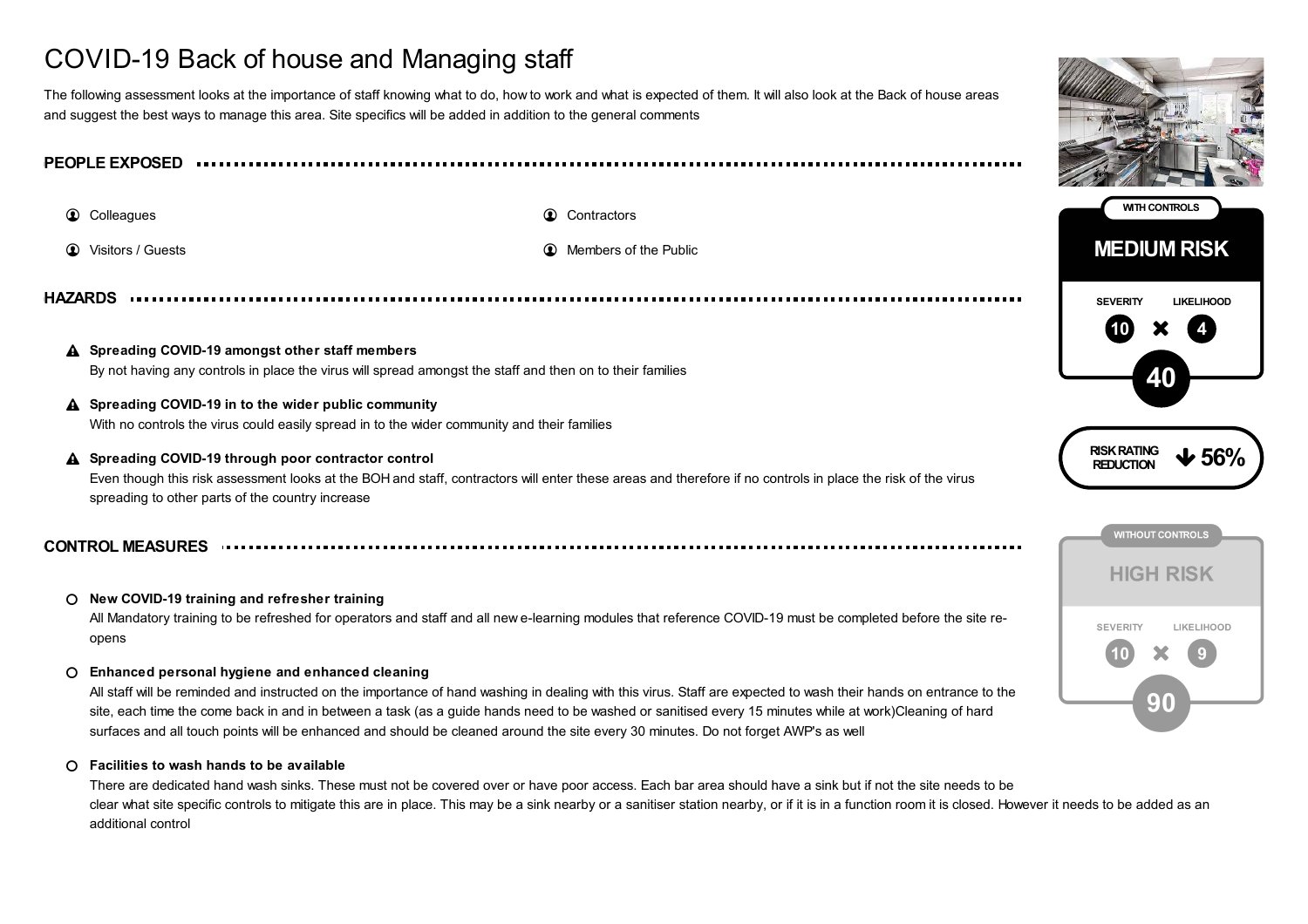# COVID-19 Back of house and Managing staff

The following assessment looks at the importance of staff knowing what to do, how to work and what is expected of them. It will also look at the Back of house areas and suggest the best ways to manage this area. Site specifics will be added in addition to the general comments

**WITH CONTROLS**

**MEDIUM RISK**

SEVERITY 10 × LIKELIHOOD 4

**40**

RISK RATING REDUCTION ↓ 56%

**WITHOUT CONTROLS**

**HIGH RISK**

SEVERITY 10 × LIKELIHOOD 9

**90**

## PEOPLE EXPOSED

- Colleagues
- Contractors
- Visitors / Guests
- Members of the Public

## HAZARDS

- **Spreading COVID-19 amongst other staff members**
  By not having any controls in place the virus will spread amongst the staff and then on to their families
- **Spreading COVID-19 in to the wider public community**
  With no controls the virus could easily spread in to the wider community and their families
- **Spreading COVID-19 through poor contractor control**
  Even though this risk assessment looks at the BOH and staff, contractors will enter these areas and therefore if no controls in place the risk of the virus spreading to other parts of the country increase

## CONTROL MEASURES

- **New COVID-19 training and refresher training**
  All Mandatory training to be refreshed for operators and staff and all new e-learning modules that reference COVID-19 must be completed before the site re-opens
- **Enhanced personal hygiene and enhanced cleaning**
  All staff will be reminded and instructed on the importance of hand washing in dealing with this virus. Staff are expected to wash their hands on entrance to the site, each time the come back in and in between a task (as a guide hands need to be washed or sanitised every 15 minutes while at work)Cleaning of hard surfaces and all touch points will be enhanced and should be cleaned around the site every 30 minutes. Do not forget AWP's as well
- **Facilities to wash hands to be available**
  There are dedicated hand wash sinks. These must not be covered over or have poor access. Each bar area should have a sink but if not the site needs to be clear what site specific controls to mitigate this are in place. This may be a sink nearby or a sanitiser station nearby, or if it is in a function room it is closed. However it needs to be added as an additional control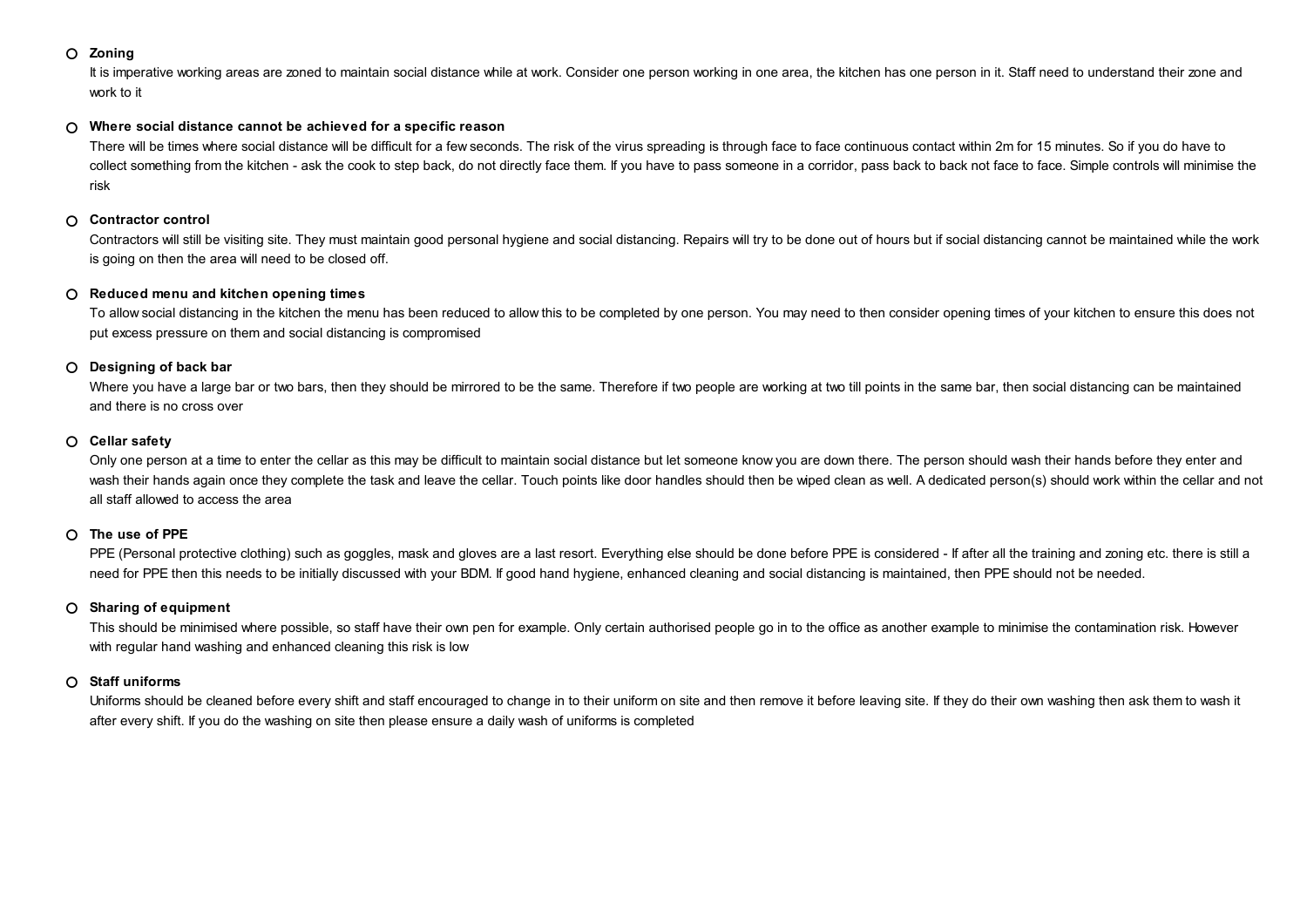- **Zoning**
  It is imperative working areas are zoned to maintain social distance while at work. Consider one person working in one area, the kitchen has one person in it. Staff need to understand their zone and work to it

- **Where social distance cannot be achieved for a specific reason**
  There will be times where social distance will be difficult for a few seconds. The risk of the virus spreading is through face to face continuous contact within 2m for 15 minutes. So if you do have to collect something from the kitchen - ask the cook to step back, do not directly face them. If you have to pass someone in a corridor, pass back to back not face to face. Simple controls will minimise the risk

- **Contractor control**
  Contractors will still be visiting site. They must maintain good personal hygiene and social distancing. Repairs will try to be done out of hours but if social distancing cannot be maintained while the work is going on then the area will need to be closed off.

- **Reduced menu and kitchen opening times**
  To allow social distancing in the kitchen the menu has been reduced to allow this to be completed by one person. You may need to then consider opening times of your kitchen to ensure this does not put excess pressure on them and social distancing is compromised

- **Designing of back bar**
  Where you have a large bar or two bars, then they should be mirrored to be the same. Therefore if two people are working at two till points in the same bar, then social distancing can be maintained and there is no cross over

- **Cellar safety**
  Only one person at a time to enter the cellar as this may be difficult to maintain social distance but let someone know you are down there. The person should wash their hands before they enter and wash their hands again once they complete the task and leave the cellar. Touch points like door handles should then be wiped clean as well. A dedicated person(s) should work within the cellar and not all staff allowed to access the area

- **The use of PPE**
  PPE (Personal protective clothing) such as goggles, mask and gloves are a last resort. Everything else should be done before PPE is considered - If after all the training and zoning etc. there is still a need for PPE then this needs to be initially discussed with your BDM. If good hand hygiene, enhanced cleaning and social distancing is maintained, then PPE should not be needed.

- **Sharing of equipment**
  This should be minimised where possible, so staff have their own pen for example. Only certain authorised people go in to the office as another example to minimise the contamination risk. However with regular hand washing and enhanced cleaning this risk is low

- **Staff uniforms**
  Uniforms should be cleaned before every shift and staff encouraged to change in to their uniform on site and then remove it before leaving site. If they do their own washing then ask them to wash it after every shift. If you do the washing on site then please ensure a daily wash of uniforms is completed